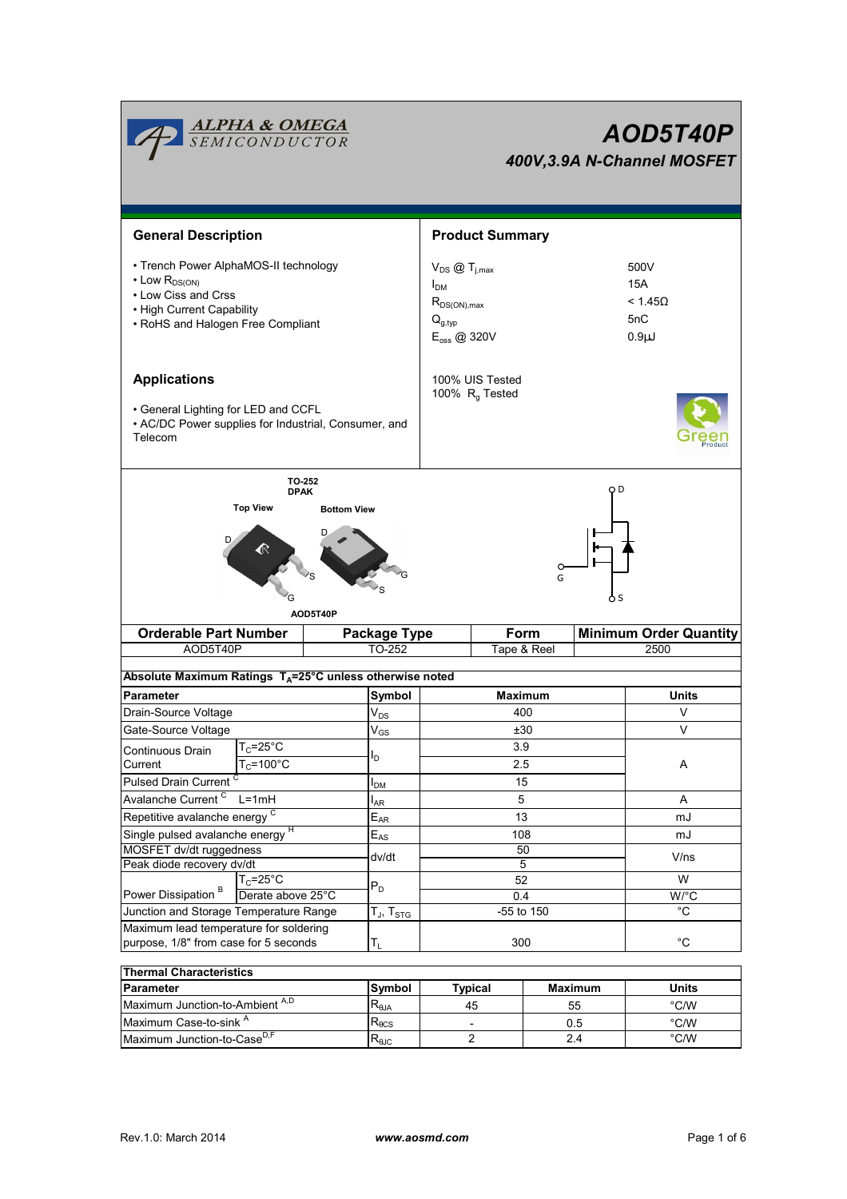# AOD5T40P

## 400V,3.9A N-Channel MOSFET

## General Description

- Trench Power AlphaMOS-II technology
- Low $R_{DS(ON)}$
- Low Ciss and Crss
- High Current Capability
- RoHS and Halogen Free Compliant

## Product Summary

| | |
|---|---|
| $V_{DS}$ @ $T_{j,max}$ | 500V |
| $I_{DM}$ | 15A |
| $R_{DS(ON),max}$ | < 1.45Ω |
| $Q_{g,typ}$ | 5nC |
| $E_{oss}$ @ 320V | 0.9µJ |

100% UIS Tested
100% $R_g$ Tested

## Applications

- General Lighting for LED and CCFL
- AC/DC Power supplies for Industrial, Consumer, and Telecom

TO-252
DPAK

Top View — Bottom View

AOD5T40P

| Orderable Part Number | Package Type | Form | Minimum Order Quantity |
|---|---|---|---|
| AOD5T40P | TO-252 | Tape & Reel | 2500 |

**Absolute Maximum Ratings $T_A$=25°C unless otherwise noted**

| Parameter | | Symbol | Maximum | Units |
|---|---|---|---|---|
| Drain-Source Voltage | | $V_{DS}$ | 400 | V |
| Gate-Source Voltage | | $V_{GS}$ | ±30 | V |
| Continuous Drain Current | $T_C$=25°C | $I_D$ | 3.9 | A |
| | $T_C$=100°C | | 2.5 | |
| Pulsed Drain Current [C] | | $I_{DM}$ | 15 | |
| Avalanche Current [C] L=1mH | | $I_{AR}$ | 5 | A |
| Repetitive avalanche energy [C] | | $E_{AR}$ | 13 | mJ |
| Single pulsed avalanche energy [H] | | $E_{AS}$ | 108 | mJ |
| MOSFET dv/dt ruggedness | | dv/dt | 50 | V/ns |
| Peak diode recovery dv/dt | | | 5 | |
| Power Dissipation [B] | $T_C$=25°C | $P_D$ | 52 | W |
| | Derate above 25°C | | 0.4 | W/°C |
| Junction and Storage Temperature Range | | $T_J$, $T_{STG}$ | -55 to 150 | °C |
| Maximum lead temperature for soldering purpose, 1/8" from case for 5 seconds | | $T_L$ | 300 | °C |

**Thermal Characteristics**

| Parameter | Symbol | Typical | Maximum | Units |
|---|---|---|---|---|
| Maximum Junction-to-Ambient [A,D] | $R_{\theta JA}$ | 45 | 55 | °C/W |
| Maximum Case-to-sink [A] | $R_{\theta CS}$ | - | 0.5 | °C/W |
| Maximum Junction-to-Case [D,F] | $R_{\theta JC}$ | 2 | 2.4 | °C/W |

Rev.1.0: March 2014 www.aosmd.com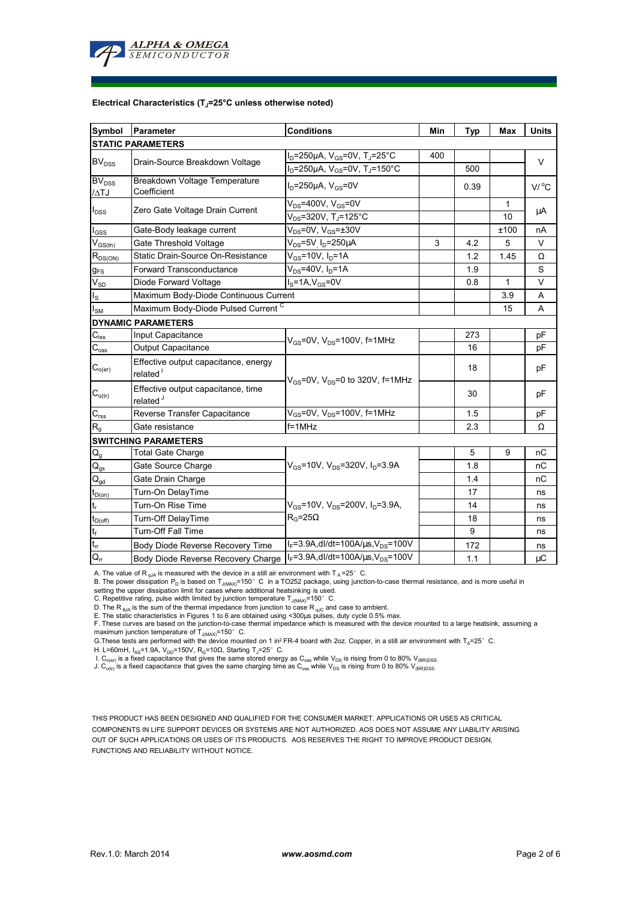**Electrical Characteristics ($T_J$=25°C unless otherwise noted)**

| Symbol | Parameter | Conditions | Min | Typ | Max | Units |
|---|---|---|---|---|---|---|
| **STATIC PARAMETERS** | | | | | | |
| $BV_{DSS}$ | Drain-Source Breakdown Voltage | $I_D$=250µA, $V_{GS}$=0V, $T_J$=25°C | 400 | | | V |
| | | $I_D$=250µA, $V_{GS}$=0V, $T_J$=150°C | | 500 | | |
| $BV_{DSS}$ /ΔTJ | Breakdown Voltage Temperature Coefficient | $I_D$=250µA, $V_{GS}$=0V | | 0.39 | | V/°C |
| $I_{DSS}$ | Zero Gate Voltage Drain Current | $V_{DS}$=400V, $V_{GS}$=0V | | | 1 | µA |
| | | $V_{DS}$=320V, $T_J$=125°C | | | 10 | |
| $I_{GSS}$ | Gate-Body leakage current | $V_{DS}$=0V, $V_{GS}$=±30V | | | ±100 | nA |
| $V_{GS(th)}$ | Gate Threshold Voltage | $V_{DS}$=5V, $I_D$=250µA | 3 | 4.2 | 5 | V |
| $R_{DS(ON)}$ | Static Drain-Source On-Resistance | $V_{GS}$=10V, $I_D$=1A | | 1.2 | 1.45 | Ω |
| $g_{FS}$ | Forward Transconductance | $V_{DS}$=40V, $I_D$=1A | | 1.9 | | S |
| $V_{SD}$ | Diode Forward Voltage | $I_S$=1A, $V_{GS}$=0V | | 0.8 | 1 | V |
| $I_S$ | Maximum Body-Diode Continuous Current | | | | 3.9 | A |
| $I_{SM}$ | Maximum Body-Diode Pulsed Current [C] | | | | 15 | A |
| **DYNAMIC PARAMETERS** | | | | | | |
| $C_{iss}$ | Input Capacitance | $V_{GS}$=0V, $V_{DS}$=100V, f=1MHz | | 273 | | pF |
| $C_{oss}$ | Output Capacitance | | | 16 | | pF |
| $C_{o(er)}$ | Effective output capacitance, energy related [I] | $V_{GS}$=0V, $V_{DS}$=0 to 320V, f=1MHz | | 18 | | pF |
| $C_{o(tr)}$ | Effective output capacitance, time related [J] | | | 30 | | pF |
| $C_{rss}$ | Reverse Transfer Capacitance | $V_{GS}$=0V, $V_{DS}$=100V, f=1MHz | | 1.5 | | pF |
| $R_g$ | Gate resistance | f=1MHz | | 2.3 | | Ω |
| **SWITCHING PARAMETERS** | | | | | | |
| $Q_g$ | Total Gate Charge | $V_{GS}$=10V, $V_{DS}$=320V, $I_D$=3.9A | | 5 | 9 | nC |
| $Q_{gs}$ | Gate Source Charge | | | 1.8 | | nC |
| $Q_{gd}$ | Gate Drain Charge | | | 1.4 | | nC |
| $t_{D(on)}$ | Turn-On DelayTime | $V_{GS}$=10V, $V_{DS}$=200V, $I_D$=3.9A, $R_G$=25Ω | | 17 | | ns |
| $t_r$ | Turn-On Rise Time | | | 14 | | ns |
| $t_{D(off)}$ | Turn-Off DelayTime | | | 18 | | ns |
| $t_f$ | Turn-Off Fall Time | | | 9 | | ns |
| $t_{rr}$ | Body Diode Reverse Recovery Time | $I_F$=3.9A, dI/dt=100A/µs, $V_{DS}$=100V | | 172 | | ns |
| $Q_{rr}$ | Body Diode Reverse Recovery Charge | $I_F$=3.9A, dI/dt=100A/µs, $V_{DS}$=100V | | 1.1 | | µC |

A. The value of $R_{\theta JA}$ is measured with the device in a still air environment with $T_A$=25°C.
B. The power dissipation $P_D$ is based on $T_{J(MAX)}$=150°C in a TO252 package, using junction-to-case thermal resistance, and is more useful in setting the upper dissipation limit for cases where additional heatsinking is used.
C. Repetitive rating, pulse width limited by junction temperature $T_{J(MAX)}$=150°C.
D. The $R_{\theta JA}$ is the sum of the thermal impedance from junction to case $R_{\theta JC}$ and case to ambient.
E. The static characteristics in Figures 1 to 6 are obtained using <300µs pulses, duty cycle 0.5% max.
F. These curves are based on the junction-to-case thermal impedance which is measured with the device mounted to a large heatsink, assuming a maximum junction temperature of $T_{J(MAX)}$=150°C.
G.These tests are performed with the device mounted on 1 in² FR-4 board with 2oz. Copper, in a still air environment with $T_A$=25°C.
H. L=60mH, $I_{AS}$=1.9A, $V_{DD}$=150V, $R_G$=10Ω, Starting $T_J$=25°C.
I. $C_{o(er)}$ is a fixed capacitance that gives the same stored energy as $C_{oss}$ while $V_{DS}$ is rising from 0 to 80% $V_{(BR)DSS}$.
J. $C_{o(tr)}$ is a fixed capacitance that gives the same charging time as $C_{oss}$ while $V_{DS}$ is rising from 0 to 80% $V_{(BR)DSS}$.

THIS PRODUCT HAS BEEN DESIGNED AND QUALIFIED FOR THE CONSUMER MARKET. APPLICATIONS OR USES AS CRITICAL COMPONENTS IN LIFE SUPPORT DEVICES OR SYSTEMS ARE NOT AUTHORIZED. AOS DOES NOT ASSUME ANY LIABILITY ARISING OUT OF SUCH APPLICATIONS OR USES OF ITS PRODUCTS. AOS RESERVES THE RIGHT TO IMPROVE PRODUCT DESIGN, FUNCTIONS AND RELIABILITY WITHOUT NOTICE.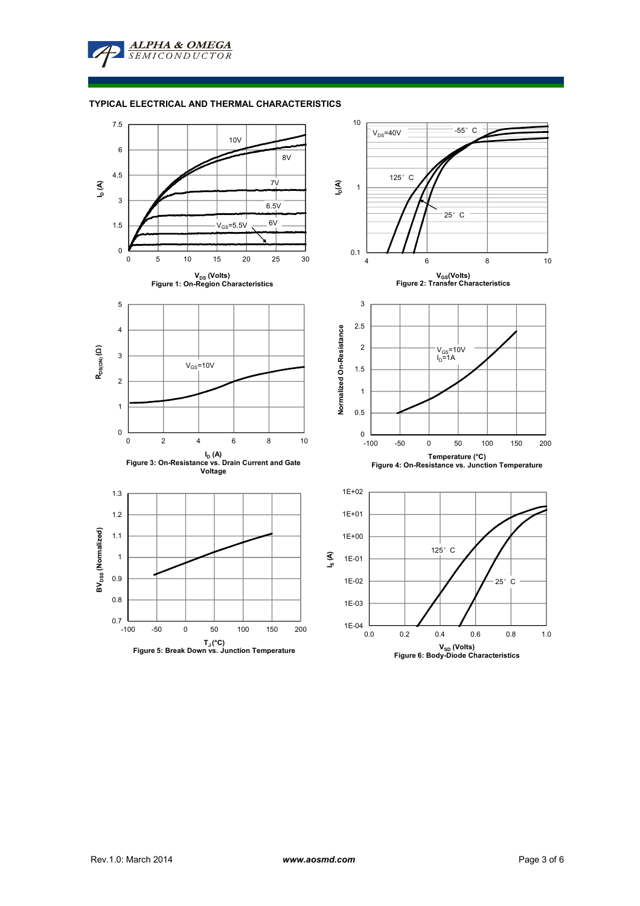## TYPICAL ELECTRICAL AND THERMAL CHARACTERISTICS

Figure 1: On-Region Characteristics

Figure 2: Transfer Characteristics

Figure 3: On-Resistance vs. Drain Current and Gate Voltage

Figure 4: On-Resistance vs. Junction Temperature

Figure 5: Break Down vs. Junction Temperature

Figure 6: Body-Diode Characteristics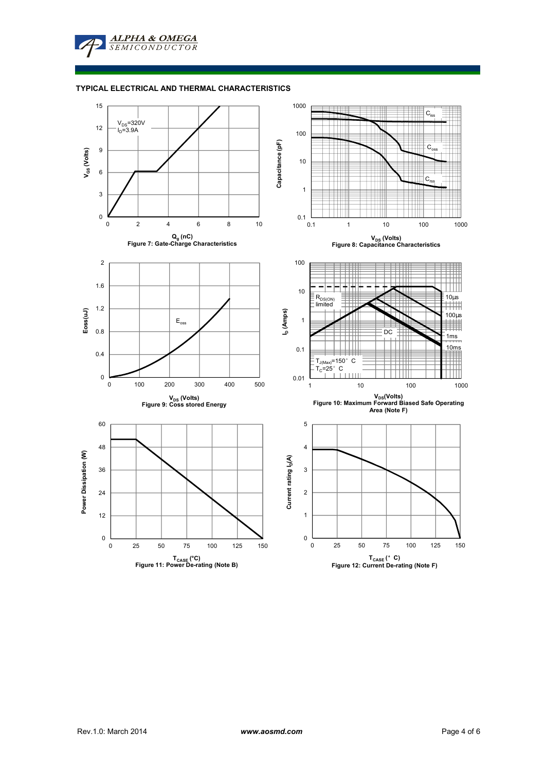## TYPICAL ELECTRICAL AND THERMAL CHARACTERISTICS

$V_{DS}$=320V
$I_D$=3.9A

$Q_g$ (nC)
Figure 7: Gate-Charge Characteristics

$V_{DS}$ (Volts)
Figure 8: Capacitance Characteristics

$E_{oss}$

$V_{DS}$ (Volts)
Figure 9: Coss stored Energy

$R_{DS(ON)}$ limited

$T_{J(Max)}$=150° C
$T_C$=25° C

$V_{DS}$(Volts)
Figure 10: Maximum Forward Biased Safe Operating Area (Note F)

$T_{CASE}$ (°C)
Figure 11: Power De-rating (Note B)

$T_{CASE}$ (° C)
Figure 12: Current De-rating (Note F)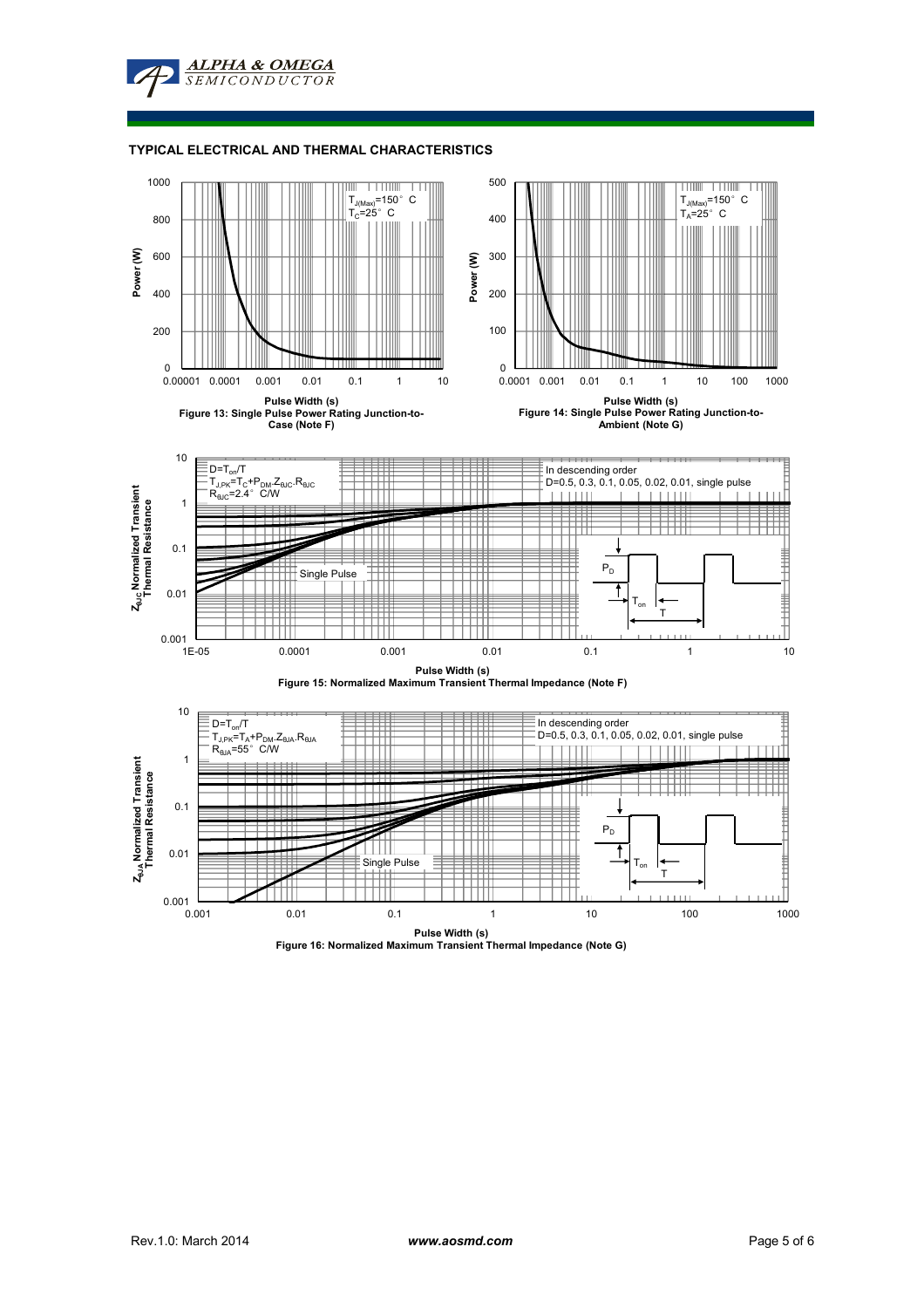## TYPICAL ELECTRICAL AND THERMAL CHARACTERISTICS

$T_{J(Max)}$=150° C
$T_C$=25° C

Power (W)

Pulse Width (s)

Figure 13: Single Pulse Power Rating Junction-to-Case (Note F)

$T_{J(Max)}$=150° C
$T_A$=25° C

Power (W)

Pulse Width (s)

Figure 14: Single Pulse Power Rating Junction-to-Ambient (Note G)

$D=T_{on}/T$
$T_{J,PK}=T_C+P_{DM}.Z_{\theta JC}.R_{\theta JC}$
$R_{\theta JC}$=2.4° C/W

In descending order
D=0.5, 0.3, 0.1, 0.05, 0.02, 0.01, single pulse

Single Pulse

$Z_{\theta JC}$ Normalized Transient Thermal Resistance

Pulse Width (s)

Figure 15: Normalized Maximum Transient Thermal Impedance (Note F)

$D=T_{on}/T$
$T_{J,PK}=T_A+P_{DM}.Z_{\theta JA}.R_{\theta JA}$
$R_{\theta JA}$=55° C/W

In descending order
D=0.5, 0.3, 0.1, 0.05, 0.02, 0.01, single pulse

Single Pulse

$Z_{\theta JA}$ Normalized Transient Thermal Resistance

Pulse Width (s)

Figure 16: Normalized Maximum Transient Thermal Impedance (Note G)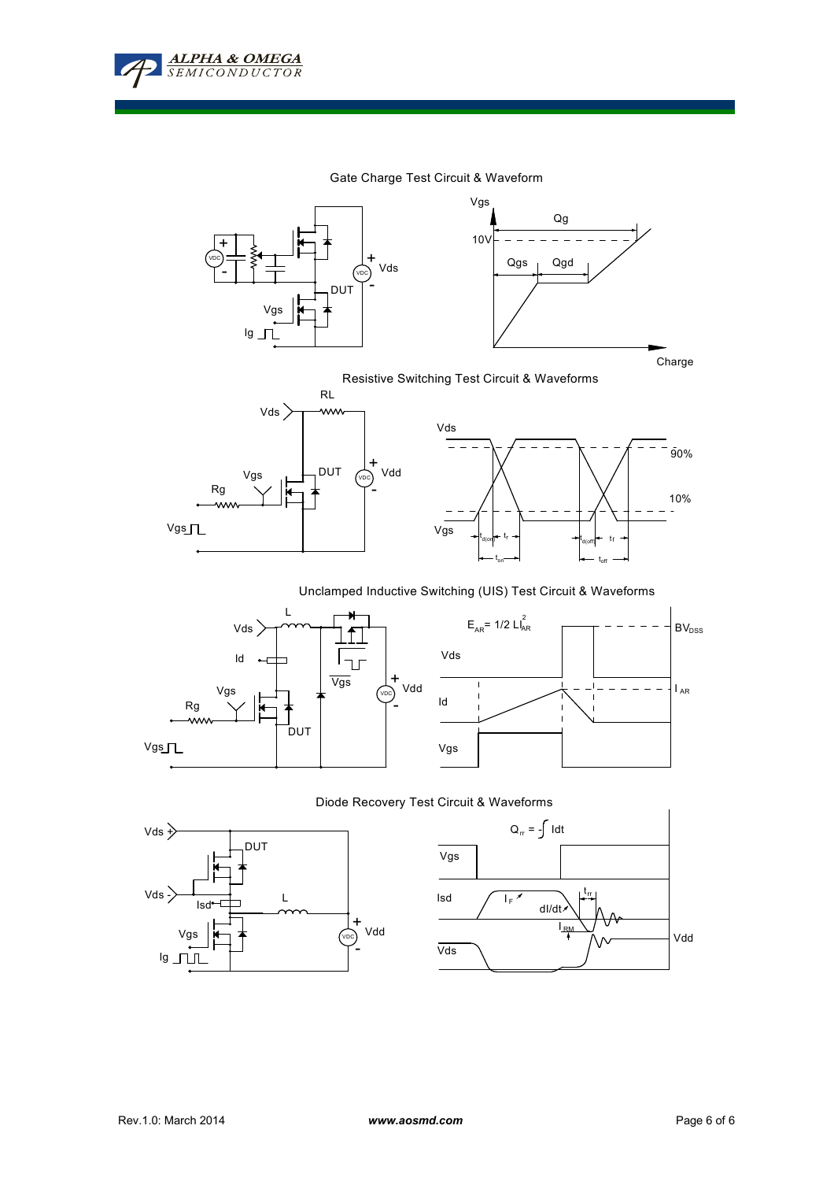Gate Charge Test Circuit & Waveform

VDC
+
-
DUT
Vgs
Ig
+
VDC Vds
-

Vgs
Qg
10V
Qgs
Qgd
Charge

Resistive Switching Test Circuit & Waveforms

RL
Vds
Vgs
Rg
DUT
+
VDC Vdd
-
Vgs

Vds
90%
10%
Vgs
$t_{d(on)}$
$t_r$
$t_{on}$
$t_{d(off)}$
$t_f$
$t_{off}$

Unclamped Inductive Switching (UIS) Test Circuit & Waveforms

L
Vds
Id
Vgs
Vgs
Rg
DUT
+
VDC Vdd
-
Vgs

$E_{AR} = 1/2\ LI_{AR}^2$
$BV_{DSS}$
Vds
Id
$I_{AR}$
Vgs

Diode Recovery Test Circuit & Waveforms

Vds +
DUT
Vds -
Isd
L
Vgs
Ig
+
VDC Vdd
-

$Q_{rr} = -\int Idt$
Vgs
Isd
$I_F$
dI/dt
$t_{rr}$
$I_{RM}$
Vdd
Vds